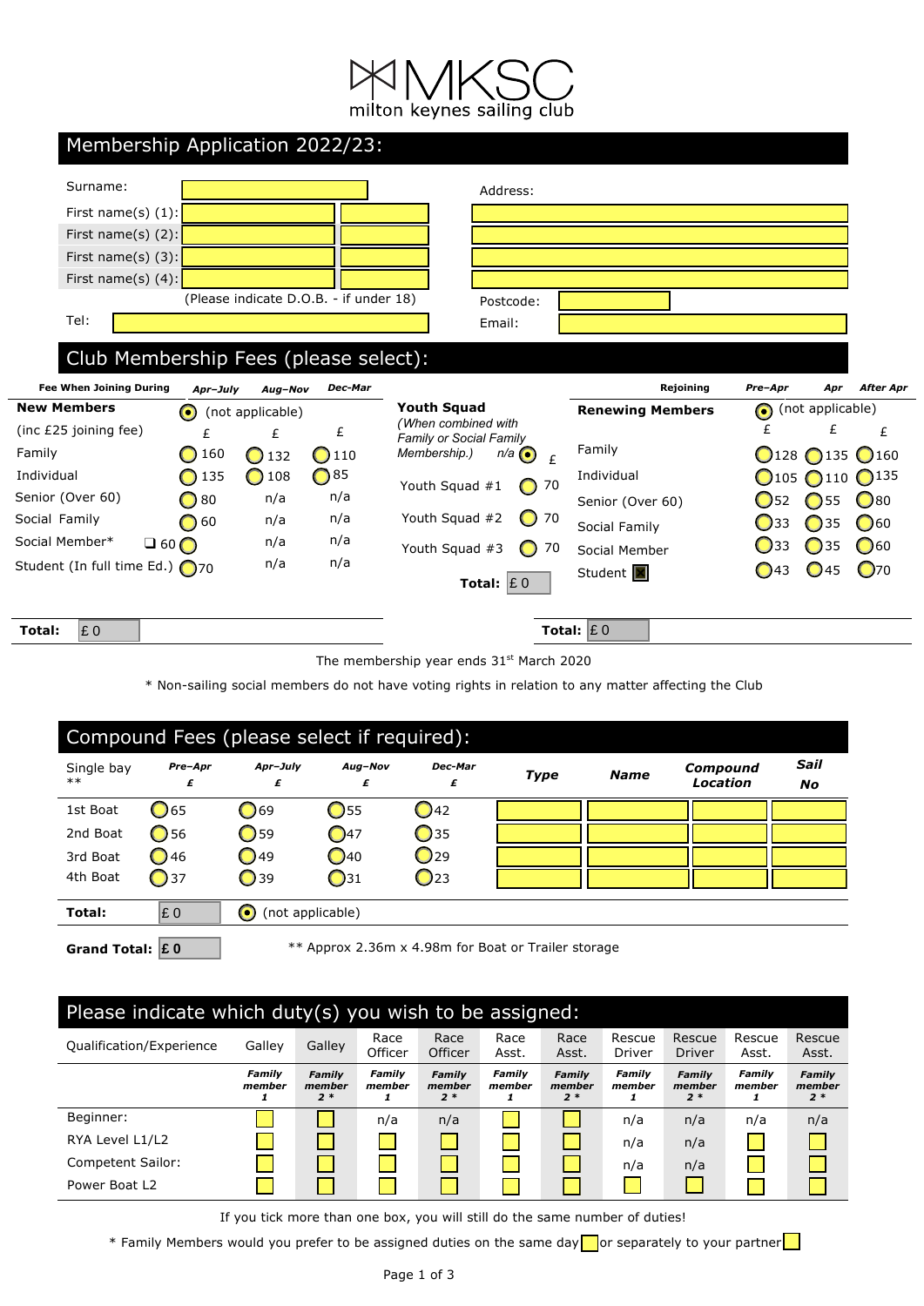# MKSC milton keynes sailing club

## Membership Application 2022/23:

| | | |
|---|---|---|
| Surname: | | |
| First name(s) (1): | | |
| First name(s) (2): | | |
| First name(s) (3): | | |
| First name(s) (4): | | |

(Please indicate D.O.B. - if under 18)

Tel:

Address:

Postcode:

Email:

## Club Membership Fees (please select):

| Fee When Joining During | Apr–July | Aug–Nov | Dec-Mar |
|---|---|---|---|
| **New Members** | (not applicable) | | |
| (inc £25 joining fee) | £ | £ | £ |
| Family | 160 | 132 | 110 |
| Individual | 135 | 108 | 85 |
| Senior (Over 60) | 80 | n/a | n/a |
| Social Family | 60 | n/a | n/a |
| Social Member* | ❑ 60 | n/a | n/a |
| Student (In full time Ed.) | 70 | n/a | n/a |

**Total:** £ 0

**Youth Squad**

*(When combined with Family or Social Family Membership.)* n/a £

| | £ |
|---|---|
| Youth Squad #1 | 70 |
| Youth Squad #2 | 70 |
| Youth Squad #3 | 70 |

**Total:** £ 0

| Rejoining | Pre–Apr | Apr | After Apr |
|---|---|---|---|
| **Renewing Members** | (not applicable) | | |
| | £ | £ | £ |
| Family | 128 | 135 | 160 |
| Individual | 105 | 110 | 135 |
| Senior (Over 60) | 52 | 55 | 80 |
| Social Family | 33 | 35 | 60 |
| Social Member | 33 | 35 | 60 |
| Student | 43 | 45 | 70 |

**Total:** £ 0

The membership year ends 31st March 2020

* Non-sailing social members do not have voting rights in relation to any matter affecting the Club

## Compound Fees (please select if required):

| Single bay ** | Pre–Apr £ | Apr–July £ | Aug–Nov £ | Dec-Mar £ | Type | Name | Compound Location | Sail No |
|---|---|---|---|---|---|---|---|---|
| 1st Boat | 65 | 69 | 55 | 42 | | | | |
| 2nd Boat | 56 | 59 | 47 | 35 | | | | |
| 3rd Boat | 46 | 49 | 40 | 29 | | | | |
| 4th Boat | 37 | 39 | 31 | 23 | | | | |

**Total:** £ 0 (not applicable)

**Grand Total:** **£ 0**

** Approx 2.36m x 4.98m for Boat or Trailer storage

## Please indicate which duty(s) you wish to be assigned:

| Qualification/Experience | Galley | Galley | Race Officer | Race Officer | Race Asst. | Race Asst. | Rescue Driver | Rescue Driver | Rescue Asst. | Rescue Asst. |
|---|---|---|---|---|---|---|---|---|---|---|
| | *Family member 1* | *Family member 2 ** | *Family member 1* | *Family member 2 ** | *Family member 1* | *Family member 2 ** | *Family member 1* | *Family member 2 ** | *Family member 1* | *Family member 2 ** |
| Beginner: | ☐ | ☐ | n/a | n/a | ☐ | ☐ | n/a | n/a | n/a | n/a |
| RYA Level L1/L2 | ☐ | ☐ | ☐ | ☐ | ☐ | ☐ | n/a | n/a | ☐ | ☐ |
| Competent Sailor: | ☐ | ☐ | ☐ | ☐ | ☐ | ☐ | n/a | n/a | ☐ | ☐ |
| Power Boat L2 | ☐ | ☐ | ☐ | ☐ | ☐ | ☐ | ☐ | ☐ | ☐ | ☐ |

If you tick more than one box, you will still do the same number of duties!

* Family Members would you prefer to be assigned duties on the same day ☐ or separately to your partner ☐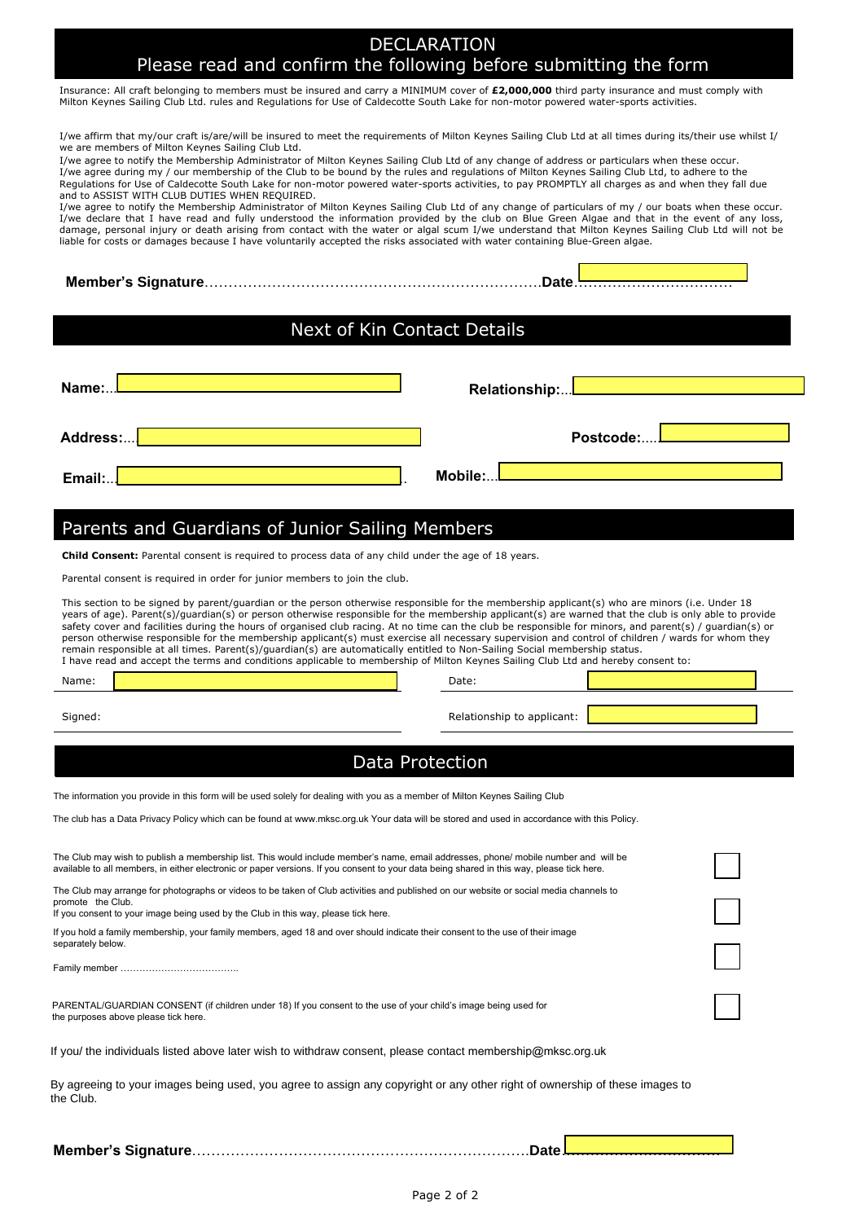## DECLARATION
## Please read and confirm the following before submitting the form

Insurance: All craft belonging to members must be insured and carry a MINIMUM cover of **£2,000,000** third party insurance and must comply with Milton Keynes Sailing Club Ltd. rules and Regulations for Use of Caldecotte South Lake for non-motor powered water-sports activities.

I/we affirm that my/our craft is/are/will be insured to meet the requirements of Milton Keynes Sailing Club Ltd at all times during its/their use whilst I/we are members of Milton Keynes Sailing Club Ltd.
I/we agree to notify the Membership Administrator of Milton Keynes Sailing Club Ltd of any change of address or particulars when these occur.
I/we agree during my / our membership of the Club to be bound by the rules and regulations of Milton Keynes Sailing Club Ltd, to adhere to the Regulations for Use of Caldecotte South Lake for non-motor powered water-sports activities, to pay PROMPTLY all charges as and when they fall due and to ASSIST WITH CLUB DUTIES WHEN REQUIRED.
I/we agree to notify the Membership Administrator of Milton Keynes Sailing Club Ltd of any change of particulars of my / our boats when these occur.
I/we declare that I have read and fully understood the information provided by the club on Blue Green Algae and that in the event of any loss, damage, personal injury or death arising from contact with the water or algal scum I/we understand that Milton Keynes Sailing Club Ltd will not be liable for costs or damages because I have voluntarily accepted the risks associated with water containing Blue-Green algae.

**Member's Signature**………………………………………………………………**Date**……………………………

## Next of Kin Contact Details

**Name:**… **Relationship:**…

**Address:**… **Postcode:**….

**Email:**… **Mobile:**…

## Parents and Guardians of Junior Sailing Members

**Child Consent:** Parental consent is required to process data of any child under the age of 18 years.

Parental consent is required in order for junior members to join the club.

This section to be signed by parent/guardian or the person otherwise responsible for the membership applicant(s) who are minors (i.e. Under 18 years of age). Parent(s)/guardian(s) or person otherwise responsible for the membership applicant(s) are warned that the club is only able to provide safety cover and facilities during the hours of organised club racing. At no time can the club be responsible for minors, and parent(s) / guardian(s) or person otherwise responsible for the membership applicant(s) must exercise all necessary supervision and control of children / wards for whom they remain responsible at all times. Parent(s)/guardian(s) are automatically entitled to Non-Sailing Social membership status.
I have read and accept the terms and conditions applicable to membership of Milton Keynes Sailing Club Ltd and hereby consent to:

Name: Date:

Signed: Relationship to applicant:

## Data Protection

The information you provide in this form will be used solely for dealing with you as a member of Milton Keynes Sailing Club

The club has a Data Privacy Policy which can be found at www.mksc.org.uk Your data will be stored and used in accordance with this Policy.

The Club may wish to publish a membership list. This would include member's name, email addresses, phone/ mobile number and will be available to all members, in either electronic or paper versions. If you consent to your data being shared in this way, please tick here. ☐

The Club may arrange for photographs or videos to be taken of Club activities and published on our website or social media channels to promote the Club.
If you consent to your image being used by the Club in this way, please tick here. ☐

If you hold a family membership, your family members, aged 18 and over should indicate their consent to the use of their image separately below. ☐

Family member ………………………………..

PARENTAL/GUARDIAN CONSENT (if children under 18) If you consent to the use of your child's image being used for the purposes above please tick here. ☐

If you/ the individuals listed above later wish to withdraw consent, please contact membership@mksc.org.uk

By agreeing to your images being used, you agree to assign any copyright or any other right of ownership of these images to the Club.

**Member's Signature**………………………………………………………………**Date**……………………………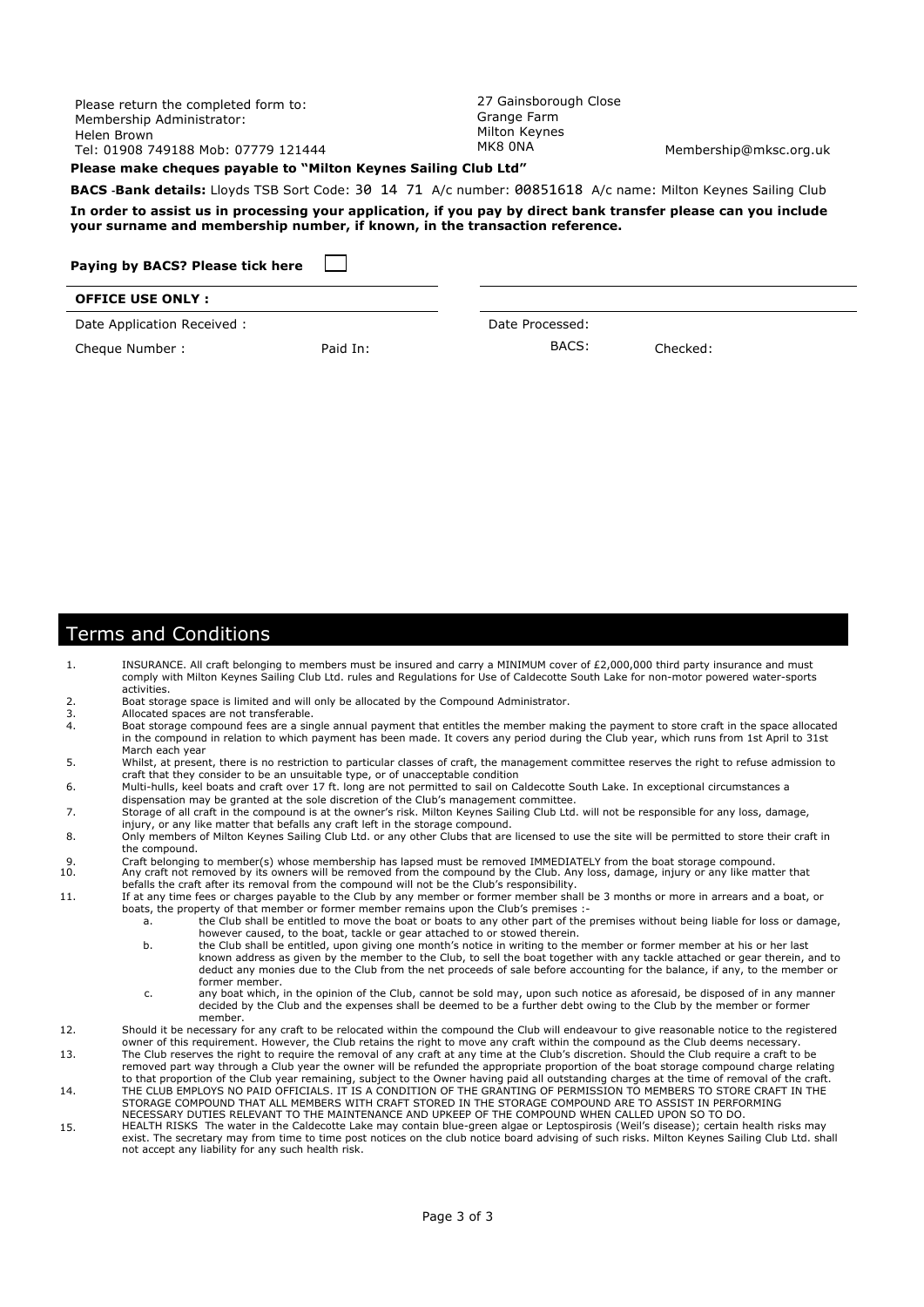Please return the completed form to:
Membership Administrator:
Helen Brown
Tel: 01908 749188 Mob: 07779 121444

27 Gainsborough Close
Grange Farm
Milton Keynes
MK8 0NA

Membership@mksc.org.uk

**Please make cheques payable to "Milton Keynes Sailing Club Ltd"**

**BACS - Bank details:** Lloyds TSB Sort Code: 30 14 71 A/c number: 00851618 A/c name: Milton Keynes Sailing Club

**In order to assist us in processing your application, if you pay by direct bank transfer please can you include your surname and membership number, if known, in the transaction reference.**

**Paying by BACS? Please tick here** ☐

**OFFICE USE ONLY :**

Date Application Received :

Cheque Number : Paid In:

Date Processed:

BACS: Checked:

## Terms and Conditions

1. INSURANCE. All craft belonging to members must be insured and carry a MINIMUM cover of £2,000,000 third party insurance and must comply with Milton Keynes Sailing Club Ltd. rules and Regulations for Use of Caldecotte South Lake for non-motor powered water-sports activities.
2. Boat storage space is limited and will only be allocated by the Compound Administrator.
3. Allocated spaces are not transferable.
4. Boat storage compound fees are a single annual payment that entitles the member making the payment to store craft in the space allocated in the compound in relation to which payment has been made. It covers any period during the Club year, which runs from 1st April to 31st March each year
5. Whilst, at present, there is no restriction to particular classes of craft, the management committee reserves the right to refuse admission to craft that they consider to be an unsuitable type, or of unacceptable condition
6. Multi-hulls, keel boats and craft over 17 ft. long are not permitted to sail on Caldecotte South Lake. In exceptional circumstances a dispensation may be granted at the sole discretion of the Club's management committee.
7. Storage of all craft in the compound is at the owner's risk. Milton Keynes Sailing Club Ltd. will not be responsible for any loss, damage, injury, or any like matter that befalls any craft left in the storage compound.
8. Only members of Milton Keynes Sailing Club Ltd. or any other Clubs that are licensed to use the site will be permitted to store their craft in the compound.
9. Craft belonging to member(s) whose membership has lapsed must be removed IMMEDIATELY from the boat storage compound.
10. Any craft not removed by its owners will be removed from the compound by the Club. Any loss, damage, injury or any like matter that befalls the craft after its removal from the compound will not be the Club's responsibility.
11. If at any time fees or charges payable to the Club by any member or former member shall be 3 months or more in arrears and a boat, or boats, the property of that member or former member remains upon the Club's premises :-
    a. the Club shall be entitled to move the boat or boats to any other part of the premises without being liable for loss or damage, however caused, to the boat, tackle or gear attached to or stowed therein.
    b. the Club shall be entitled, upon giving one month's notice in writing to the member or former member at his or her last known address as given by the member to the Club, to sell the boat together with any tackle attached or gear therein, and to deduct any monies due to the Club from the net proceeds of sale before accounting for the balance, if any, to the member or former member.
    c. any boat which, in the opinion of the Club, cannot be sold may, upon such notice as aforesaid, be disposed of in any manner decided by the Club and the expenses shall be deemed to be a further debt owing to the Club by the member or former member.
12. Should it be necessary for any craft to be relocated within the compound the Club will endeavour to give reasonable notice to the registered owner of this requirement. However, the Club retains the right to move any craft within the compound as the Club deems necessary.
13. The Club reserves the right to require the removal of any craft at any time at the Club's discretion. Should the Club require a craft to be removed part way through a Club year the owner will be refunded the appropriate proportion of the boat storage compound charge relating to that proportion of the Club year remaining, subject to the Owner having paid all outstanding charges at the time of removal of the craft.
14. THE CLUB EMPLOYS NO PAID OFFICIALS. IT IS A CONDITION OF THE GRANTING OF PERMISSION TO MEMBERS TO STORE CRAFT IN THE STORAGE COMPOUND THAT ALL MEMBERS WITH CRAFT STORED IN THE STORAGE COMPOUND ARE TO ASSIST IN PERFORMING NECESSARY DUTIES RELEVANT TO THE MAINTENANCE AND UPKEEP OF THE COMPOUND WHEN CALLED UPON SO TO DO.
15. HEALTH RISKS The water in the Caldecotte Lake may contain blue-green algae or Leptospirosis (Weil's disease); certain health risks may exist. The secretary may from time to time post notices on the club notice board advising of such risks. Milton Keynes Sailing Club Ltd. shall not accept any liability for any such health risk.